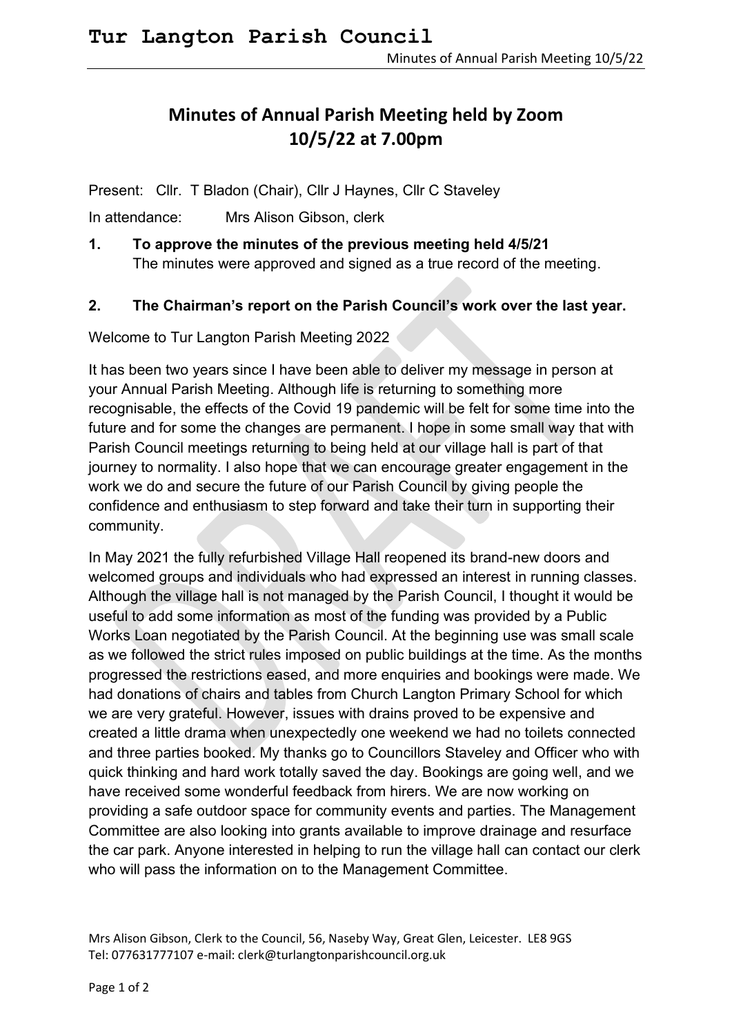# Tur Langton Parish Council

## Minutes of Annual Parish Meeting held by Zoom 10/5/22 at 7.00pm

Present: Cllr. T Bladon (Chair), Cllr J Haynes, Cllr C Staveley

In attendance: Mrs Alison Gibson, clerk

**1. To approve the minutes of the previous meeting held 4/5/21**
The minutes were approved and signed as a true record of the meeting.

**2. The Chairman's report on the Parish Council's work over the last year.**

Welcome to Tur Langton Parish Meeting 2022

It has been two years since I have been able to deliver my message in person at your Annual Parish Meeting. Although life is returning to something more recognisable, the effects of the Covid 19 pandemic will be felt for some time into the future and for some the changes are permanent. I hope in some small way that with Parish Council meetings returning to being held at our village hall is part of that journey to normality. I also hope that we can encourage greater engagement in the work we do and secure the future of our Parish Council by giving people the confidence and enthusiasm to step forward and take their turn in supporting their community.

In May 2021 the fully refurbished Village Hall reopened its brand-new doors and welcomed groups and individuals who had expressed an interest in running classes. Although the village hall is not managed by the Parish Council, I thought it would be useful to add some information as most of the funding was provided by a Public Works Loan negotiated by the Parish Council. At the beginning use was small scale as we followed the strict rules imposed on public buildings at the time. As the months progressed the restrictions eased, and more enquiries and bookings were made. We had donations of chairs and tables from Church Langton Primary School for which we are very grateful. However, issues with drains proved to be expensive and created a little drama when unexpectedly one weekend we had no toilets connected and three parties booked. My thanks go to Councillors Staveley and Officer who with quick thinking and hard work totally saved the day. Bookings are going well, and we have received some wonderful feedback from hirers. We are now working on providing a safe outdoor space for community events and parties. The Management Committee are also looking into grants available to improve drainage and resurface the car park. Anyone interested in helping to run the village hall can contact our clerk who will pass the information on to the Management Committee.

Mrs Alison Gibson, Clerk to the Council, 56, Naseby Way, Great Glen, Leicester. LE8 9GS
Tel: 077631777107 e-mail: clerk@turlangtonparishcouncil.org.uk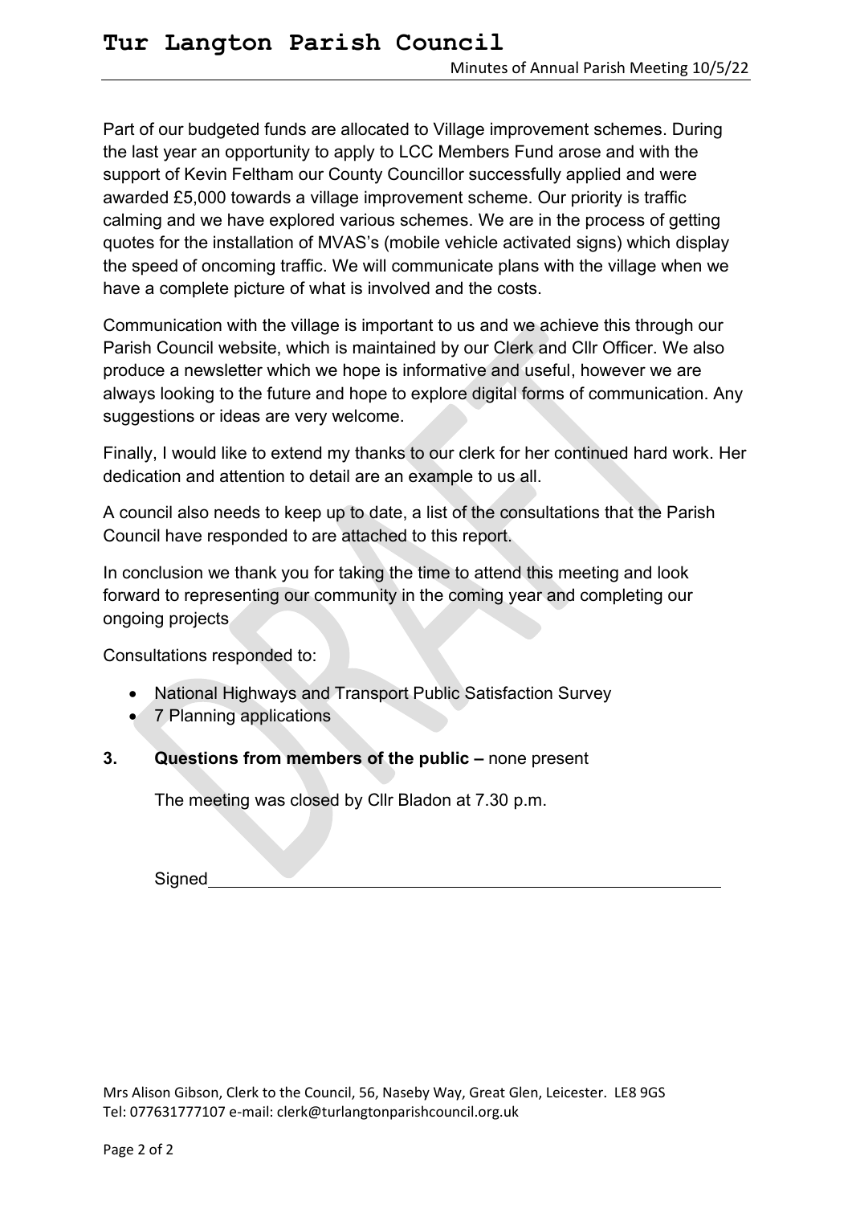Part of our budgeted funds are allocated to Village improvement schemes. During the last year an opportunity to apply to LCC Members Fund arose and with the support of Kevin Feltham our County Councillor successfully applied and were awarded £5,000 towards a village improvement scheme. Our priority is traffic calming and we have explored various schemes. We are in the process of getting quotes for the installation of MVAS's (mobile vehicle activated signs) which display the speed of oncoming traffic. We will communicate plans with the village when we have a complete picture of what is involved and the costs.

Communication with the village is important to us and we achieve this through our Parish Council website, which is maintained by our Clerk and Cllr Officer. We also produce a newsletter which we hope is informative and useful, however we are always looking to the future and hope to explore digital forms of communication. Any suggestions or ideas are very welcome.

Finally, I would like to extend my thanks to our clerk for her continued hard work. Her dedication and attention to detail are an example to us all.

A council also needs to keep up to date, a list of the consultations that the Parish Council have responded to are attached to this report.

In conclusion we thank you for taking the time to attend this meeting and look forward to representing our community in the coming year and completing our ongoing projects

Consultations responded to:

- National Highways and Transport Public Satisfaction Survey
- 7 Planning applications

**3. Questions from members of the public –** none present

The meeting was closed by Cllr Bladon at 7.30 p.m.

Signed\_\_\_\_\_\_\_\_\_\_\_\_\_\_\_\_\_\_\_\_\_\_\_\_\_\_\_\_\_\_\_\_\_\_\_\_\_\_\_\_\_\_\_\_\_\_\_\_

Mrs Alison Gibson, Clerk to the Council, 56, Naseby Way, Great Glen, Leicester. LE8 9GS
Tel: 077631777107 e-mail: clerk@turlangtonparishcouncil.org.uk